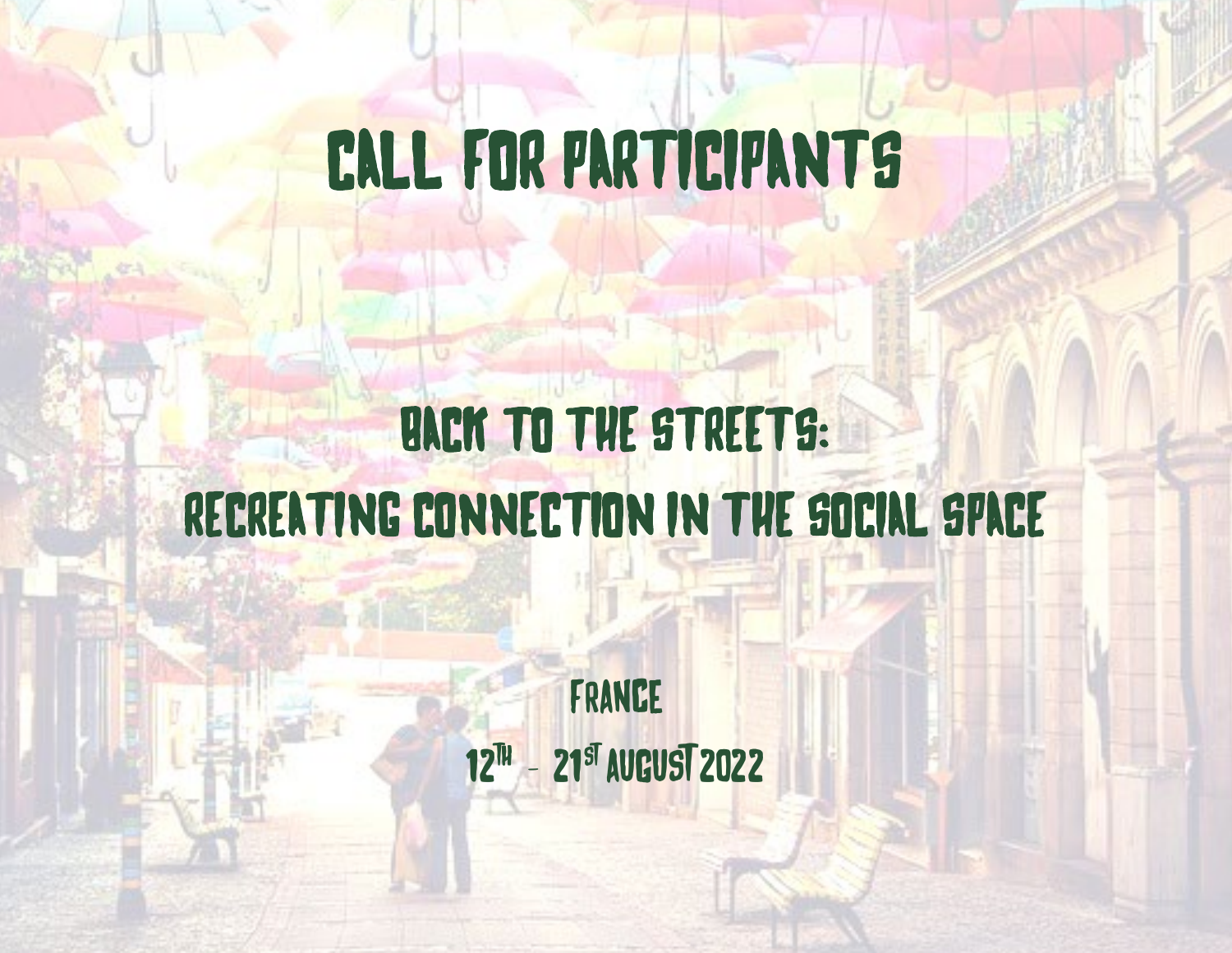# CALL FOR PARTICIPANTS

## BACK TO THE STREETS: RECREATING CONNECTION IN THE SOCIAL SPACE

FRANCE

12TH - 21ST AUGUST 2022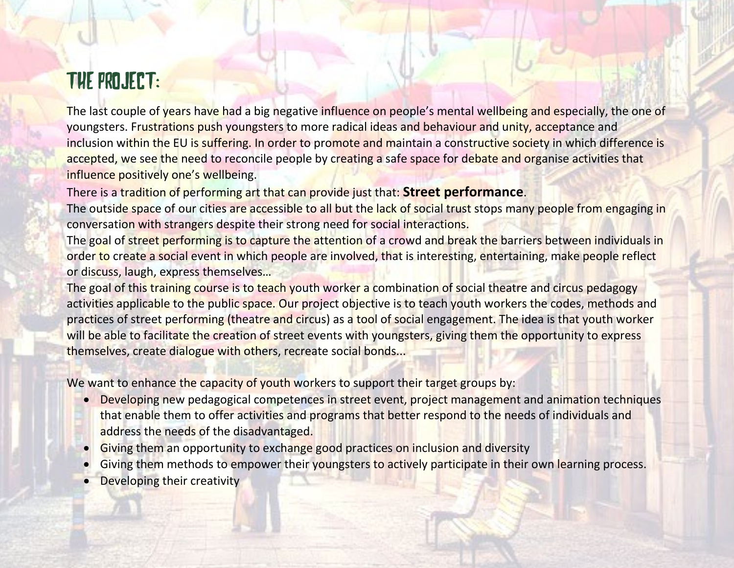# THE PROJECT:

The last couple of years have had a big negative influence on people's mental wellbeing and especially, the one of youngsters. Frustrations push youngsters to more radical ideas and behaviour and unity, acceptance and inclusion within the EU is suffering. In order to promote and maintain a constructive society in which difference is accepted, we see the need to reconcile people by creating a safe space for debate and organise activities that influence positively one's wellbeing.

There is a tradition of performing art that can provide just that: **Street performance**.

The outside space of our cities are accessible to all but the lack of social trust stops many people from engaging in conversation with strangers despite their strong need for social interactions.

The goal of street performing is to capture the attention of a crowd and break the barriers between individuals in order to create a social event in which people are involved, that is interesting, entertaining, make people reflect or discuss, laugh, express themselves…

The goal of this training course is to teach youth worker a combination of social theatre and circus pedagogy activities applicable to the public space. Our project objective is to teach youth workers the codes, methods and practices of street performing (theatre and circus) as a tool of social engagement. The idea is that youth worker will be able to facilitate the creation of street events with youngsters, giving them the opportunity to express themselves, create dialogue with others, recreate social bonds...

We want to enhance the capacity of youth workers to support their target groups by:

- Developing new pedagogical competences in street event, project management and animation techniques that enable them to offer activities and programs that better respond to the needs of individuals and address the needs of the disadvantaged.
- Giving them an opportunity to exchange good practices on inclusion and diversity
- Giving them methods to empower their youngsters to actively participate in their own learning process.
- Developing their creativity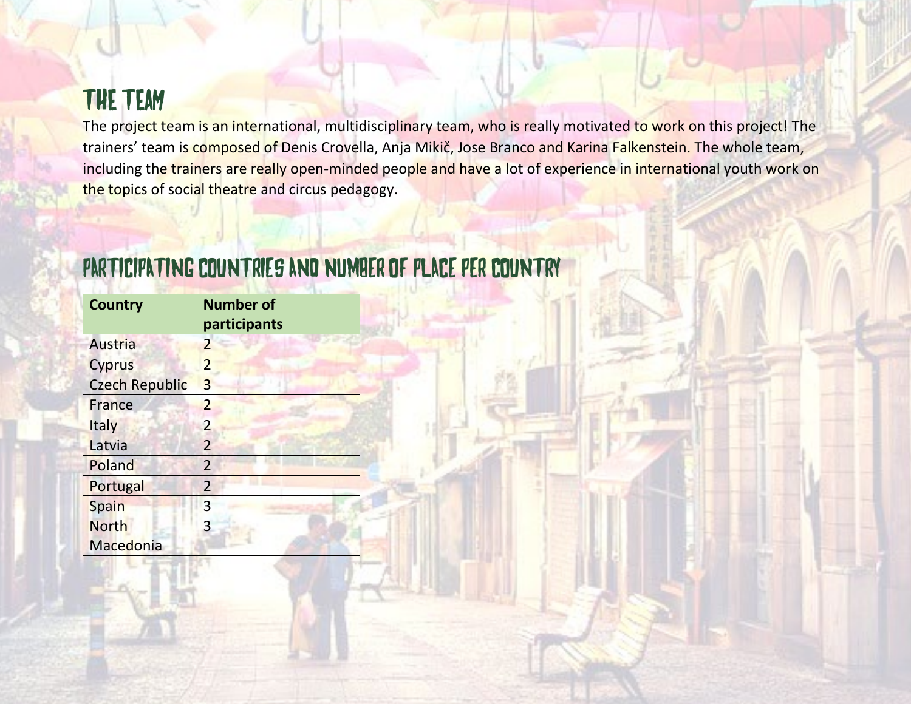## THE TEAM

The project team is an international, multidisciplinary team, who is really motivated to work on this project! The trainers' team is composed of Denis Crovella, Anja Mikič, Jose Branco and Karina Falkenstein. The whole team, including the trainers are really open-minded people and have a lot of experience in international youth work on the topics of social theatre and circus pedagogy.

## PARTICIPATING COUNTRIES AND NUMBER OF PLACE PER COUNTRY

| Country | Number of participants |
|---|---|
| Austria | 2 |
| Cyprus | 2 |
| Czech Republic | 3 |
| France | 2 |
| Italy | 2 |
| Latvia | 2 |
| Poland | 2 |
| Portugal | 2 |
| Spain | 3 |
| North Macedonia | 3 |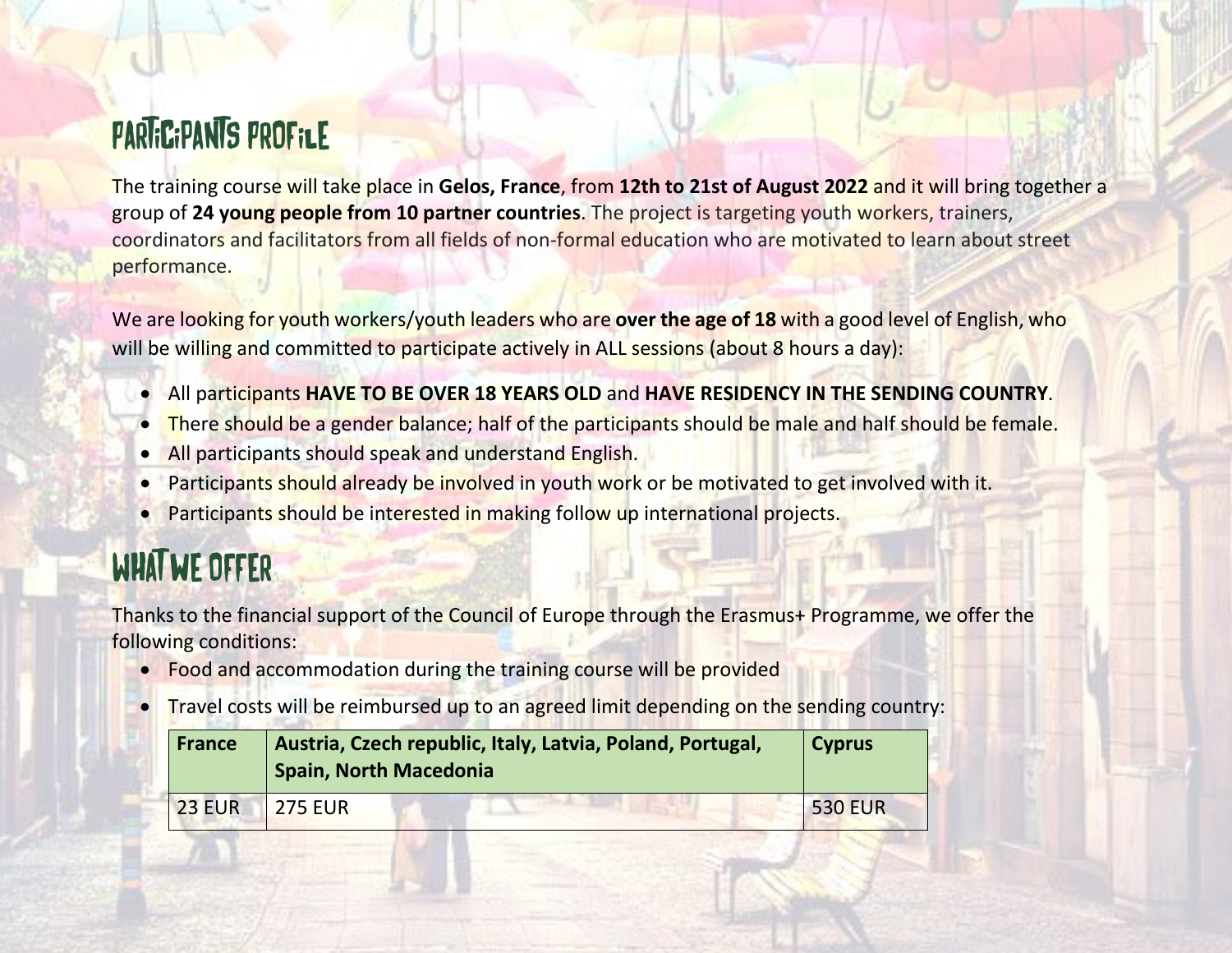## PARTICIPANTS PROFILE

The training course will take place in **Gelos, France**, from **12th to 21st of August 2022** and it will bring together a group of **24 young people from 10 partner countries**. The project is targeting youth workers, trainers, coordinators and facilitators from all fields of non-formal education who are motivated to learn about street performance.

We are looking for youth workers/youth leaders who are **over the age of 18** with a good level of English, who will be willing and committed to participate actively in ALL sessions (about 8 hours a day):

- All participants **HAVE TO BE OVER 18 YEARS OLD** and **HAVE RESIDENCY IN THE SENDING COUNTRY**.
- There should be a gender balance; half of the participants should be male and half should be female.
- All participants should speak and understand English.
- Participants should already be involved in youth work or be motivated to get involved with it.
- Participants should be interested in making follow up international projects.

## WHAT WE OFFER

Thanks to the financial support of the Council of Europe through the Erasmus+ Programme, we offer the following conditions:

- Food and accommodation during the training course will be provided
- Travel costs will be reimbursed up to an agreed limit depending on the sending country:

| **France** | **Austria, Czech republic, Italy, Latvia, Poland, Portugal, Spain, North Macedonia** | **Cyprus** |
|---|---|---|
| 23 EUR | 275 EUR | 530 EUR |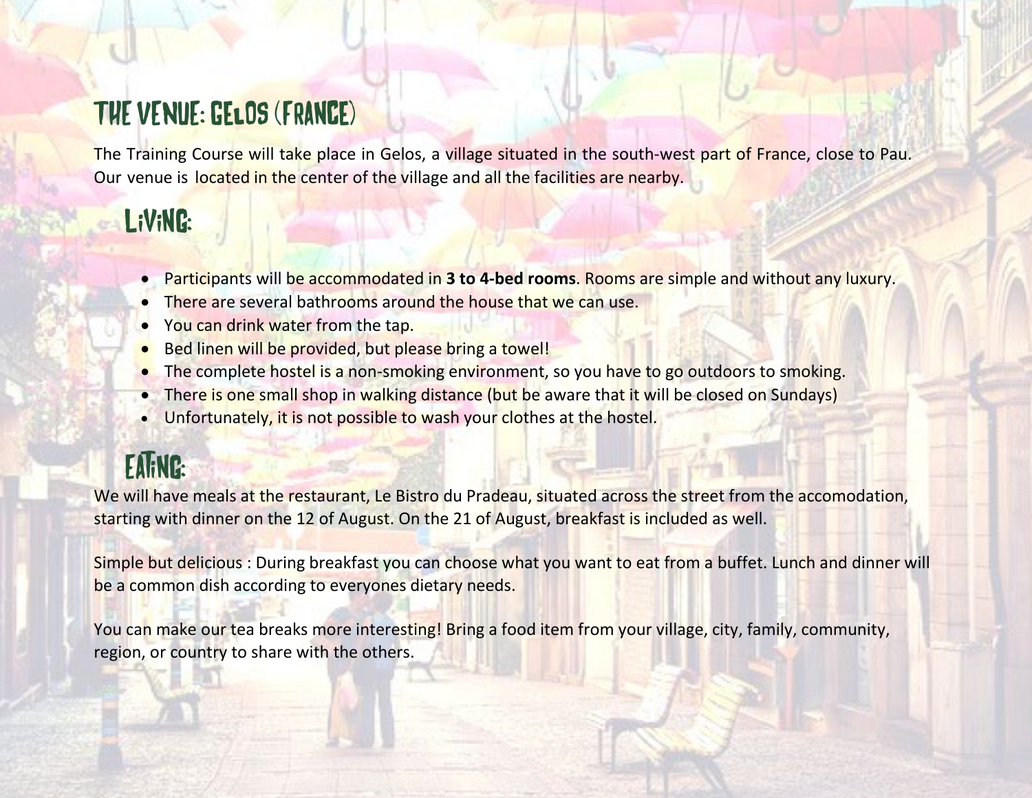# THE VENUE: GELOS (FRANCE)

The Training Course will take place in Gelos, a village situated in the south-west part of France, close to Pau. Our venue is located in the center of the village and all the facilities are nearby.

## LIVING:

- Participants will be accommodated in **3 to 4-bed rooms**. Rooms are simple and without any luxury.
- There are several bathrooms around the house that we can use.
- You can drink water from the tap.
- Bed linen will be provided, but please bring a towel!
- The complete hostel is a non-smoking environment, so you have to go outdoors to smoking.
- There is one small shop in walking distance (but be aware that it will be closed on Sundays)
- Unfortunately, it is not possible to wash your clothes at the hostel.

## EATING:

We will have meals at the restaurant, Le Bistro du Pradeau, situated across the street from the accomodation, starting with dinner on the 12 of August. On the 21 of August, breakfast is included as well.

Simple but delicious : During breakfast you can choose what you want to eat from a buffet. Lunch and dinner will be a common dish according to everyones dietary needs.

You can make our tea breaks more interesting! Bring a food item from your village, city, family, community, region, or country to share with the others.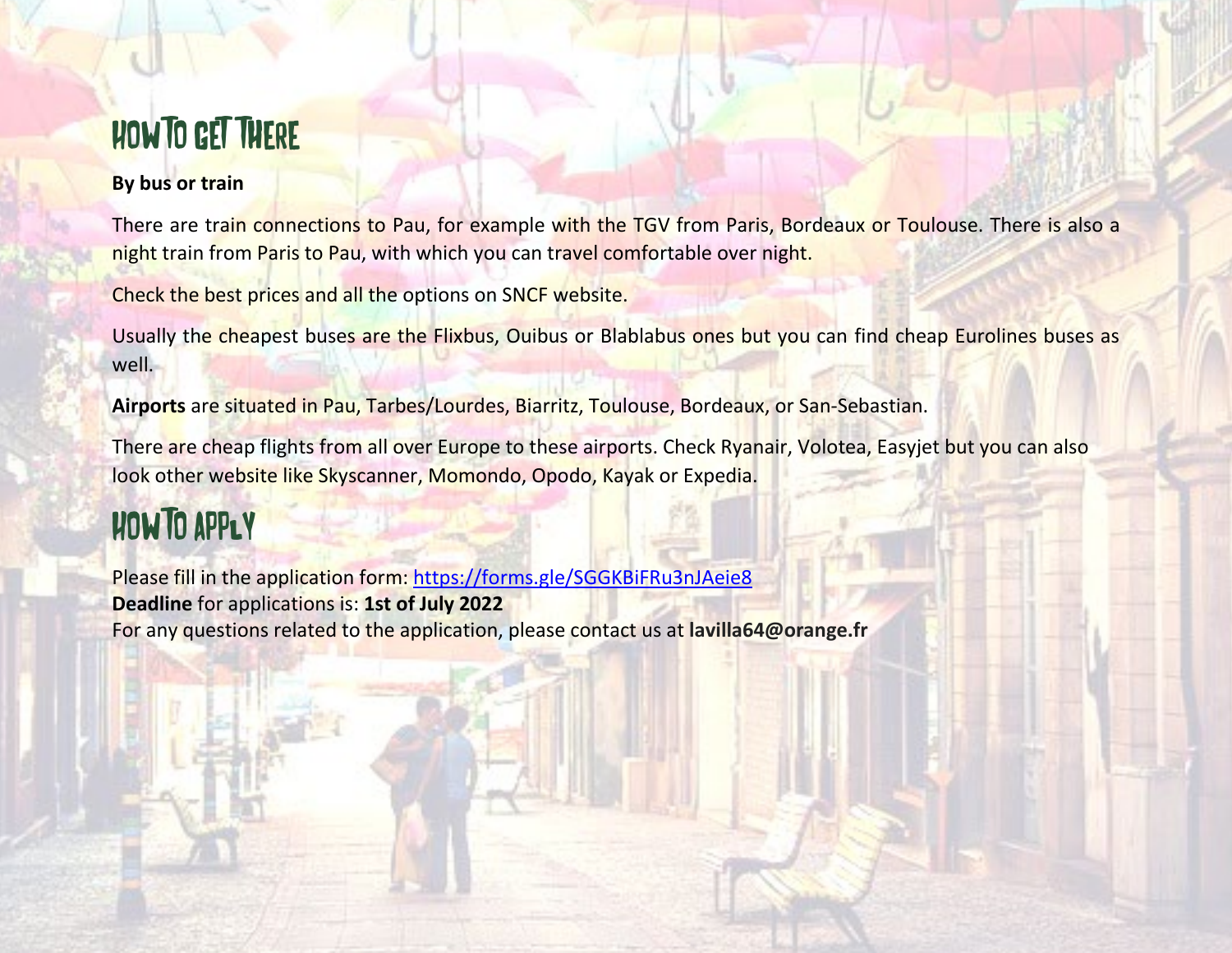# HOW TO GET THERE

**By bus or train**

There are train connections to Pau, for example with the TGV from Paris, Bordeaux or Toulouse. There is also a night train from Paris to Pau, with which you can travel comfortable over night.

Check the best prices and all the options on SNCF website.

Usually the cheapest buses are the Flixbus, Ouibus or Blablabus ones but you can find cheap Eurolines buses as well.

**Airports** are situated in Pau, Tarbes/Lourdes, Biarritz, Toulouse, Bordeaux, or San-Sebastian.

There are cheap flights from all over Europe to these airports. Check Ryanair, Volotea, Easyjet but you can also look other website like Skyscanner, Momondo, Opodo, Kayak or Expedia.

# HOW TO APPLY

Please fill in the application form: https://forms.gle/SGGKBiFRu3nJAeie8
**Deadline** for applications is: **1st of July 2022**
For any questions related to the application, please contact us at **lavilla64@orange.fr**